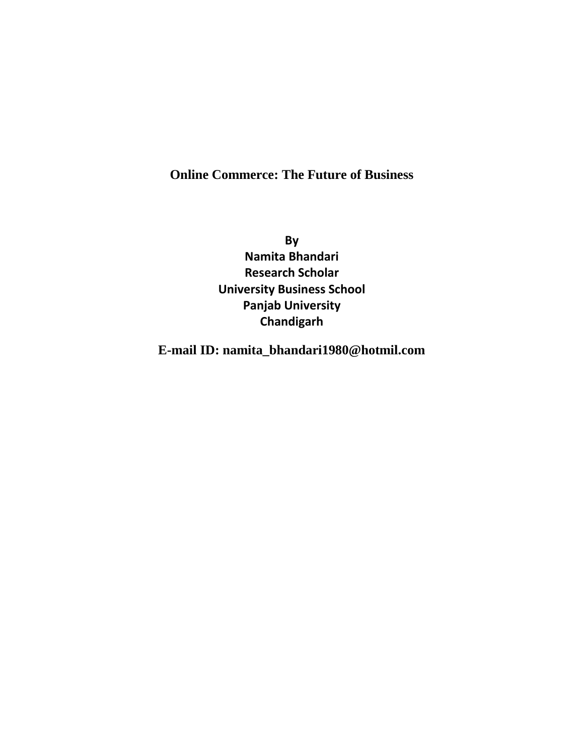# Online Commerce: The Future of Business

**By**
**Namita Bhandari**
**Research Scholar**
**University Business School**
**Panjab University**
**Chandigarh**

**E-mail ID: namita_bhandari1980@hotmil.com**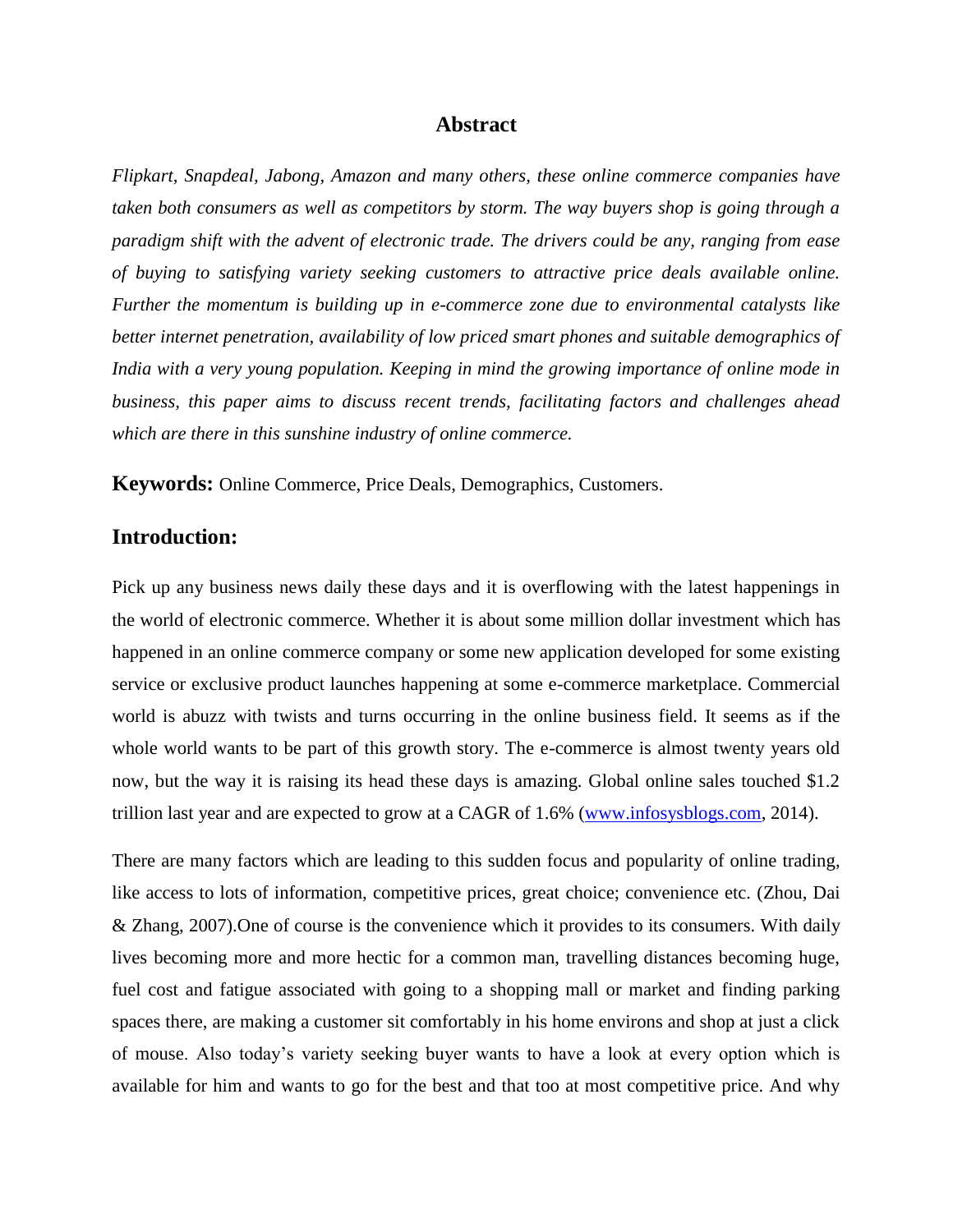## Abstract

*Flipkart, Snapdeal, Jabong, Amazon and many others, these online commerce companies have taken both consumers as well as competitors by storm. The way buyers shop is going through a paradigm shift with the advent of electronic trade. The drivers could be any, ranging from ease of buying to satisfying variety seeking customers to attractive price deals available online. Further the momentum is building up in e-commerce zone due to environmental catalysts like better internet penetration, availability of low priced smart phones and suitable demographics of India with a very young population. Keeping in mind the growing importance of online mode in business, this paper aims to discuss recent trends, facilitating factors and challenges ahead which are there in this sunshine industry of online commerce.*

**Keywords:** Online Commerce, Price Deals, Demographics, Customers.

## Introduction:

Pick up any business news daily these days and it is overflowing with the latest happenings in the world of electronic commerce. Whether it is about some million dollar investment which has happened in an online commerce company or some new application developed for some existing service or exclusive product launches happening at some e-commerce marketplace. Commercial world is abuzz with twists and turns occurring in the online business field. It seems as if the whole world wants to be part of this growth story. The e-commerce is almost twenty years old now, but the way it is raising its head these days is amazing. Global online sales touched $1.2 trillion last year and are expected to grow at a CAGR of 1.6% (www.infosysblogs.com, 2014).

There are many factors which are leading to this sudden focus and popularity of online trading, like access to lots of information, competitive prices, great choice; convenience etc. (Zhou, Dai & Zhang, 2007).One of course is the convenience which it provides to its consumers. With daily lives becoming more and more hectic for a common man, travelling distances becoming huge, fuel cost and fatigue associated with going to a shopping mall or market and finding parking spaces there, are making a customer sit comfortably in his home environs and shop at just a click of mouse. Also today's variety seeking buyer wants to have a look at every option which is available for him and wants to go for the best and that too at most competitive price. And why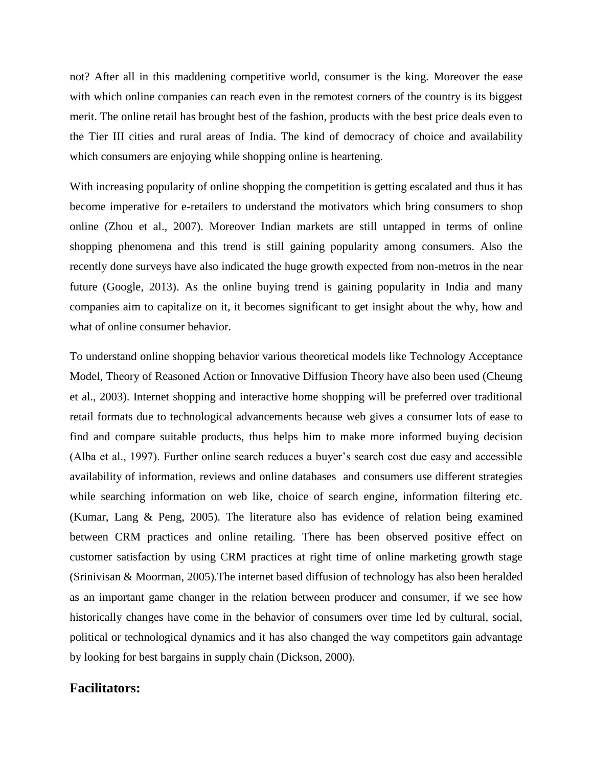not? After all in this maddening competitive world, consumer is the king. Moreover the ease with which online companies can reach even in the remotest corners of the country is its biggest merit. The online retail has brought best of the fashion, products with the best price deals even to the Tier III cities and rural areas of India. The kind of democracy of choice and availability which consumers are enjoying while shopping online is heartening.

With increasing popularity of online shopping the competition is getting escalated and thus it has become imperative for e-retailers to understand the motivators which bring consumers to shop online (Zhou et al., 2007). Moreover Indian markets are still untapped in terms of online shopping phenomena and this trend is still gaining popularity among consumers. Also the recently done surveys have also indicated the huge growth expected from non-metros in the near future (Google, 2013). As the online buying trend is gaining popularity in India and many companies aim to capitalize on it, it becomes significant to get insight about the why, how and what of online consumer behavior.

To understand online shopping behavior various theoretical models like Technology Acceptance Model, Theory of Reasoned Action or Innovative Diffusion Theory have also been used (Cheung et al., 2003). Internet shopping and interactive home shopping will be preferred over traditional retail formats due to technological advancements because web gives a consumer lots of ease to find and compare suitable products, thus helps him to make more informed buying decision (Alba et al., 1997). Further online search reduces a buyer's search cost due easy and accessible availability of information, reviews and online databases and consumers use different strategies while searching information on web like, choice of search engine, information filtering etc. (Kumar, Lang & Peng, 2005). The literature also has evidence of relation being examined between CRM practices and online retailing. There has been observed positive effect on customer satisfaction by using CRM practices at right time of online marketing growth stage (Srinivisan & Moorman, 2005).The internet based diffusion of technology has also been heralded as an important game changer in the relation between producer and consumer, if we see how historically changes have come in the behavior of consumers over time led by cultural, social, political or technological dynamics and it has also changed the way competitors gain advantage by looking for best bargains in supply chain (Dickson, 2000).

## Facilitators: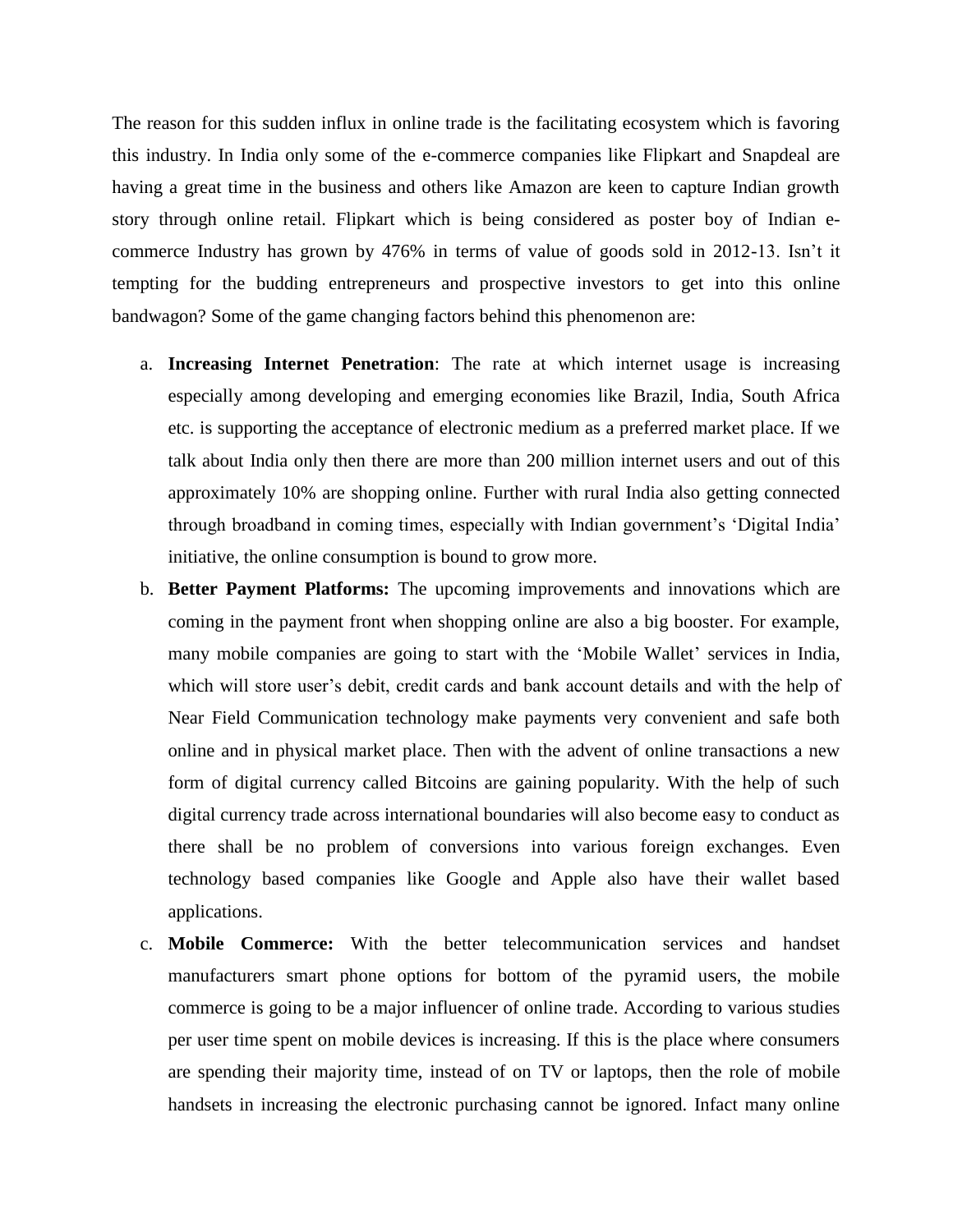The reason for this sudden influx in online trade is the facilitating ecosystem which is favoring this industry. In India only some of the e-commerce companies like Flipkart and Snapdeal are having a great time in the business and others like Amazon are keen to capture Indian growth story through online retail. Flipkart which is being considered as poster boy of Indian e-commerce Industry has grown by 476% in terms of value of goods sold in 2012-13. Isn't it tempting for the budding entrepreneurs and prospective investors to get into this online bandwagon? Some of the game changing factors behind this phenomenon are:

a. **Increasing Internet Penetration**: The rate at which internet usage is increasing especially among developing and emerging economies like Brazil, India, South Africa etc. is supporting the acceptance of electronic medium as a preferred market place. If we talk about India only then there are more than 200 million internet users and out of this approximately 10% are shopping online. Further with rural India also getting connected through broadband in coming times, especially with Indian government's 'Digital India' initiative, the online consumption is bound to grow more.

b. **Better Payment Platforms:** The upcoming improvements and innovations which are coming in the payment front when shopping online are also a big booster. For example, many mobile companies are going to start with the 'Mobile Wallet' services in India, which will store user's debit, credit cards and bank account details and with the help of Near Field Communication technology make payments very convenient and safe both online and in physical market place. Then with the advent of online transactions a new form of digital currency called Bitcoins are gaining popularity. With the help of such digital currency trade across international boundaries will also become easy to conduct as there shall be no problem of conversions into various foreign exchanges. Even technology based companies like Google and Apple also have their wallet based applications.

c. **Mobile Commerce:** With the better telecommunication services and handset manufacturers smart phone options for bottom of the pyramid users, the mobile commerce is going to be a major influencer of online trade. According to various studies per user time spent on mobile devices is increasing. If this is the place where consumers are spending their majority time, instead of on TV or laptops, then the role of mobile handsets in increasing the electronic purchasing cannot be ignored. Infact many online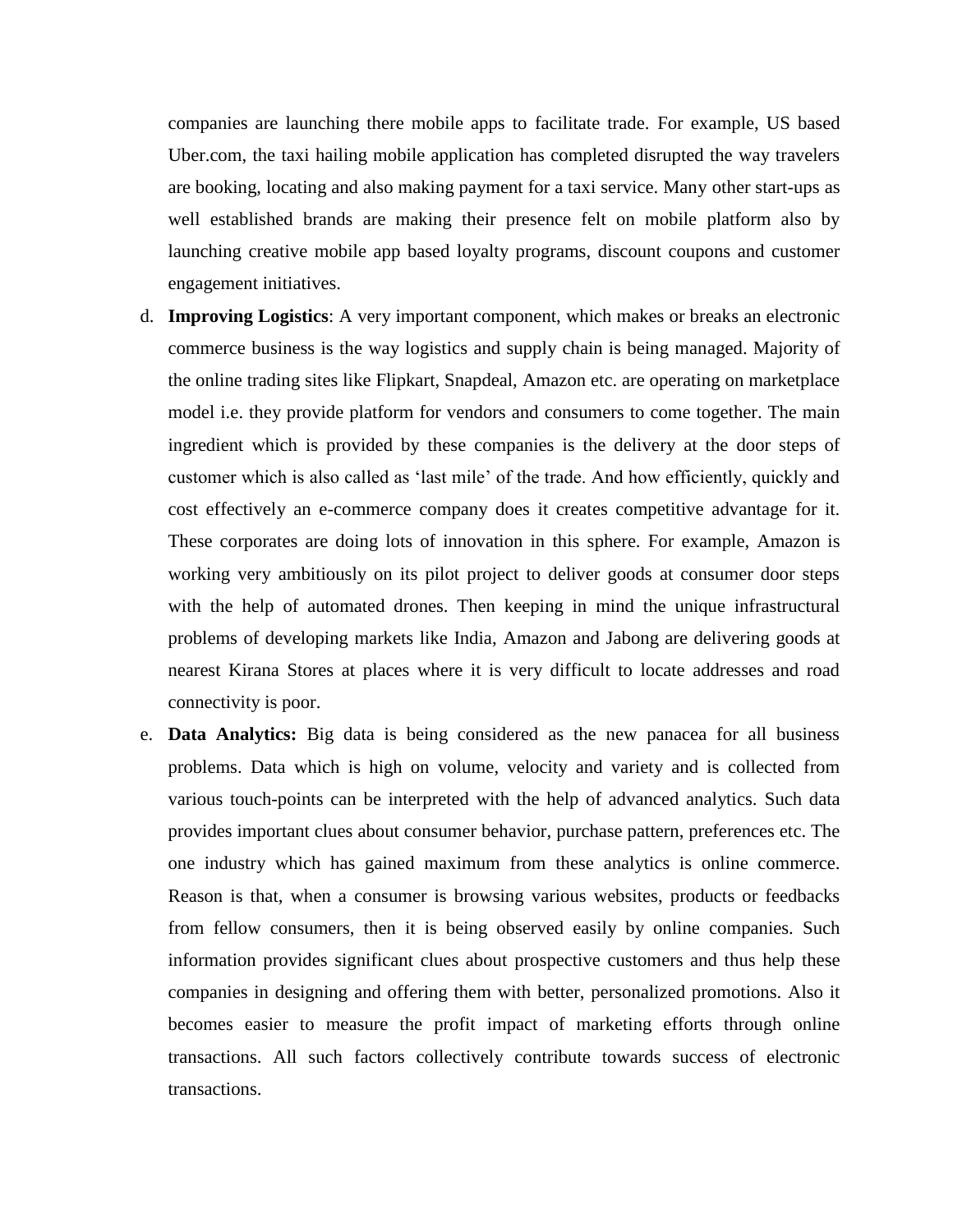companies are launching there mobile apps to facilitate trade. For example, US based Uber.com, the taxi hailing mobile application has completed disrupted the way travelers are booking, locating and also making payment for a taxi service. Many other start-ups as well established brands are making their presence felt on mobile platform also by launching creative mobile app based loyalty programs, discount coupons and customer engagement initiatives.

d. **Improving Logistics**: A very important component, which makes or breaks an electronic commerce business is the way logistics and supply chain is being managed. Majority of the online trading sites like Flipkart, Snapdeal, Amazon etc. are operating on marketplace model i.e. they provide platform for vendors and consumers to come together. The main ingredient which is provided by these companies is the delivery at the door steps of customer which is also called as 'last mile' of the trade. And how efficiently, quickly and cost effectively an e-commerce company does it creates competitive advantage for it. These corporates are doing lots of innovation in this sphere. For example, Amazon is working very ambitiously on its pilot project to deliver goods at consumer door steps with the help of automated drones. Then keeping in mind the unique infrastructural problems of developing markets like India, Amazon and Jabong are delivering goods at nearest Kirana Stores at places where it is very difficult to locate addresses and road connectivity is poor.

e. **Data Analytics:** Big data is being considered as the new panacea for all business problems. Data which is high on volume, velocity and variety and is collected from various touch-points can be interpreted with the help of advanced analytics. Such data provides important clues about consumer behavior, purchase pattern, preferences etc. The one industry which has gained maximum from these analytics is online commerce. Reason is that, when a consumer is browsing various websites, products or feedbacks from fellow consumers, then it is being observed easily by online companies. Such information provides significant clues about prospective customers and thus help these companies in designing and offering them with better, personalized promotions. Also it becomes easier to measure the profit impact of marketing efforts through online transactions. All such factors collectively contribute towards success of electronic transactions.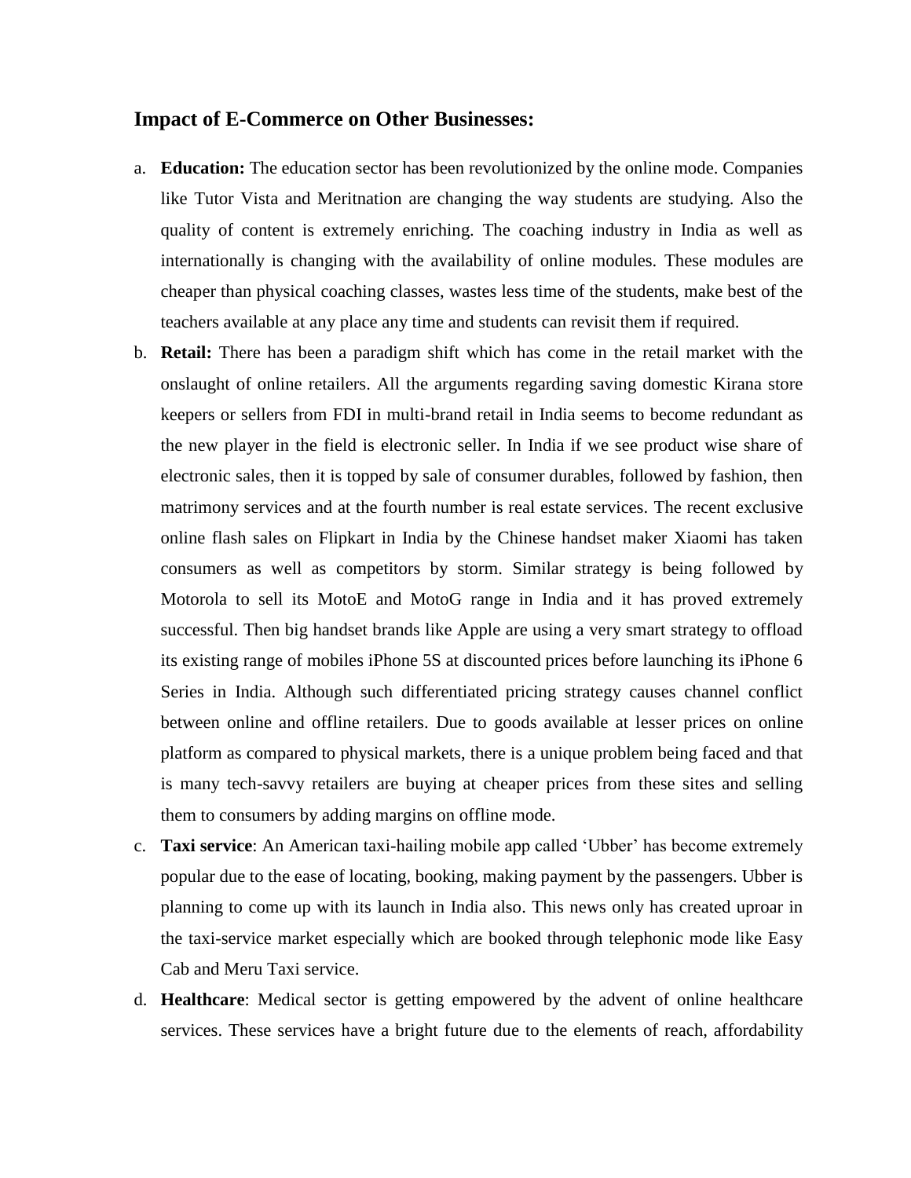### Impact of E-Commerce on Other Businesses:

a. **Education:** The education sector has been revolutionized by the online mode. Companies like Tutor Vista and Meritnation are changing the way students are studying. Also the quality of content is extremely enriching. The coaching industry in India as well as internationally is changing with the availability of online modules. These modules are cheaper than physical coaching classes, wastes less time of the students, make best of the teachers available at any place any time and students can revisit them if required.

b. **Retail:** There has been a paradigm shift which has come in the retail market with the onslaught of online retailers. All the arguments regarding saving domestic Kirana store keepers or sellers from FDI in multi-brand retail in India seems to become redundant as the new player in the field is electronic seller. In India if we see product wise share of electronic sales, then it is topped by sale of consumer durables, followed by fashion, then matrimony services and at the fourth number is real estate services. The recent exclusive online flash sales on Flipkart in India by the Chinese handset maker Xiaomi has taken consumers as well as competitors by storm. Similar strategy is being followed by Motorola to sell its MotoE and MotoG range in India and it has proved extremely successful. Then big handset brands like Apple are using a very smart strategy to offload its existing range of mobiles iPhone 5S at discounted prices before launching its iPhone 6 Series in India. Although such differentiated pricing strategy causes channel conflict between online and offline retailers. Due to goods available at lesser prices on online platform as compared to physical markets, there is a unique problem being faced and that is many tech-savvy retailers are buying at cheaper prices from these sites and selling them to consumers by adding margins on offline mode.

c. **Taxi service**: An American taxi-hailing mobile app called 'Ubber' has become extremely popular due to the ease of locating, booking, making payment by the passengers. Ubber is planning to come up with its launch in India also. This news only has created uproar in the taxi-service market especially which are booked through telephonic mode like Easy Cab and Meru Taxi service.

d. **Healthcare**: Medical sector is getting empowered by the advent of online healthcare services. These services have a bright future due to the elements of reach, affordability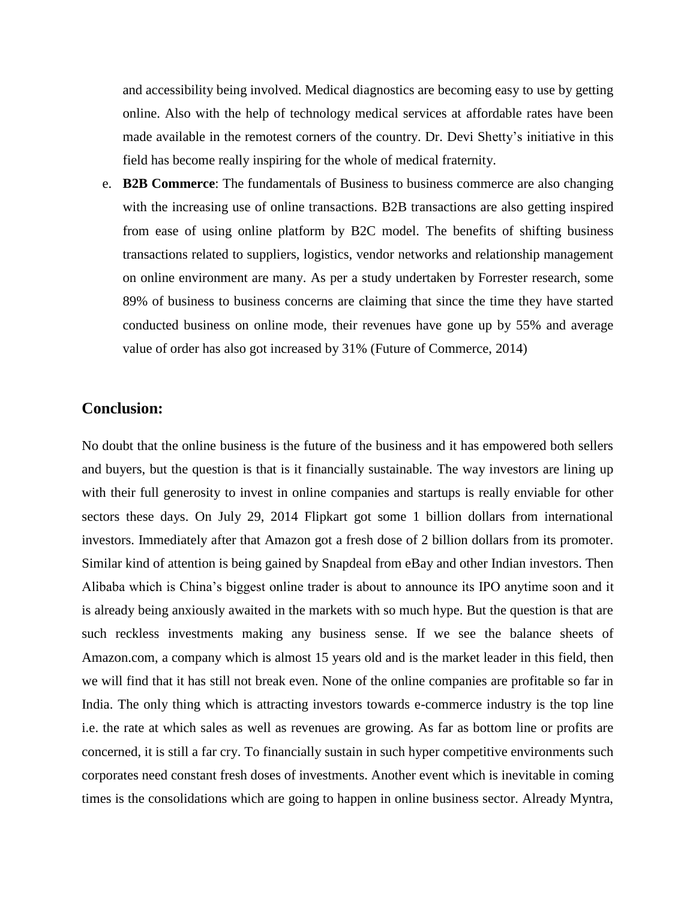and accessibility being involved. Medical diagnostics are becoming easy to use by getting online. Also with the help of technology medical services at affordable rates have been made available in the remotest corners of the country. Dr. Devi Shetty's initiative in this field has become really inspiring for the whole of medical fraternity.

e. **B2B Commerce**: The fundamentals of Business to business commerce are also changing with the increasing use of online transactions. B2B transactions are also getting inspired from ease of using online platform by B2C model. The benefits of shifting business transactions related to suppliers, logistics, vendor networks and relationship management on online environment are many. As per a study undertaken by Forrester research, some 89% of business to business concerns are claiming that since the time they have started conducted business on online mode, their revenues have gone up by 55% and average value of order has also got increased by 31% (Future of Commerce, 2014)

## Conclusion:

No doubt that the online business is the future of the business and it has empowered both sellers and buyers, but the question is that is it financially sustainable. The way investors are lining up with their full generosity to invest in online companies and startups is really enviable for other sectors these days. On July 29, 2014 Flipkart got some 1 billion dollars from international investors. Immediately after that Amazon got a fresh dose of 2 billion dollars from its promoter. Similar kind of attention is being gained by Snapdeal from eBay and other Indian investors. Then Alibaba which is China's biggest online trader is about to announce its IPO anytime soon and it is already being anxiously awaited in the markets with so much hype. But the question is that are such reckless investments making any business sense. If we see the balance sheets of Amazon.com, a company which is almost 15 years old and is the market leader in this field, then we will find that it has still not break even. None of the online companies are profitable so far in India. The only thing which is attracting investors towards e-commerce industry is the top line i.e. the rate at which sales as well as revenues are growing. As far as bottom line or profits are concerned, it is still a far cry. To financially sustain in such hyper competitive environments such corporates need constant fresh doses of investments. Another event which is inevitable in coming times is the consolidations which are going to happen in online business sector. Already Myntra,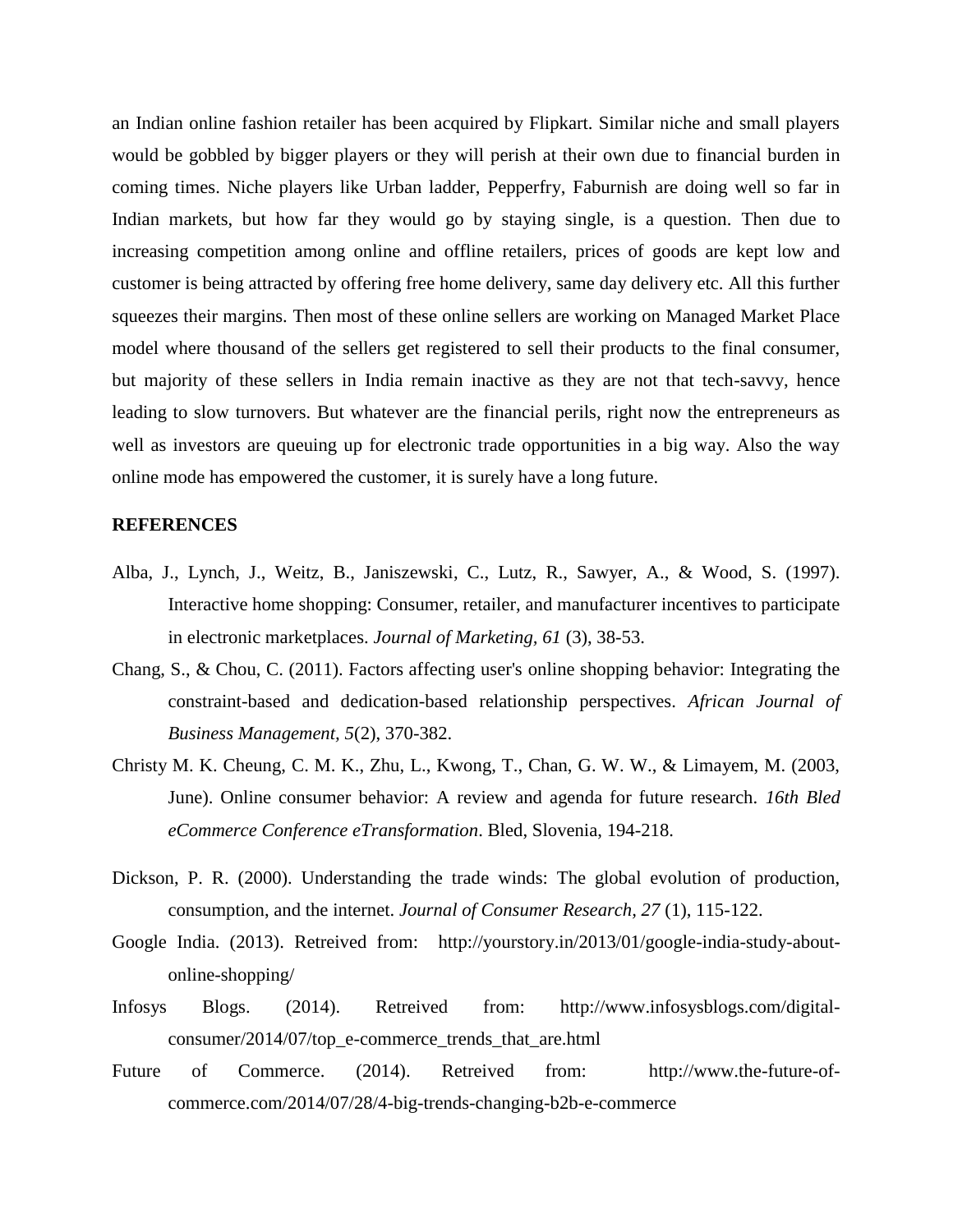an Indian online fashion retailer has been acquired by Flipkart. Similar niche and small players would be gobbled by bigger players or they will perish at their own due to financial burden in coming times. Niche players like Urban ladder, Pepperfry, Faburnish are doing well so far in Indian markets, but how far they would go by staying single, is a question. Then due to increasing competition among online and offline retailers, prices of goods are kept low and customer is being attracted by offering free home delivery, same day delivery etc. All this further squeezes their margins. Then most of these online sellers are working on Managed Market Place model where thousand of the sellers get registered to sell their products to the final consumer, but majority of these sellers in India remain inactive as they are not that tech-savvy, hence leading to slow turnovers. But whatever are the financial perils, right now the entrepreneurs as well as investors are queuing up for electronic trade opportunities in a big way. Also the way online mode has empowered the customer, it is surely have a long future.

**REFERENCES**

Alba, J., Lynch, J., Weitz, B., Janiszewski, C., Lutz, R., Sawyer, A., & Wood, S. (1997). Interactive home shopping: Consumer, retailer, and manufacturer incentives to participate in electronic marketplaces. *Journal of Marketing, 61* (3), 38-53.

Chang, S., & Chou, C. (2011). Factors affecting user's online shopping behavior: Integrating the constraint-based and dedication-based relationship perspectives. *African Journal of Business Management*, *5*(2), 370-382.

Christy M. K. Cheung, C. M. K., Zhu, L., Kwong, T., Chan, G. W. W., & Limayem, M. (2003, June). Online consumer behavior: A review and agenda for future research. *16th Bled eCommerce Conference eTransformation*. Bled, Slovenia, 194-218.

Dickson, P. R. (2000). Understanding the trade winds: The global evolution of production, consumption, and the internet. *Journal of Consumer Research, 27* (1), 115-122.

Google India. (2013). Retreived from: http://yourstory.in/2013/01/google-india-study-about-online-shopping/

Infosys Blogs. (2014). Retreived from: http://www.infosysblogs.com/digital-consumer/2014/07/top_e-commerce_trends_that_are.html

Future of Commerce. (2014). Retreived from: http://www.the-future-of-commerce.com/2014/07/28/4-big-trends-changing-b2b-e-commerce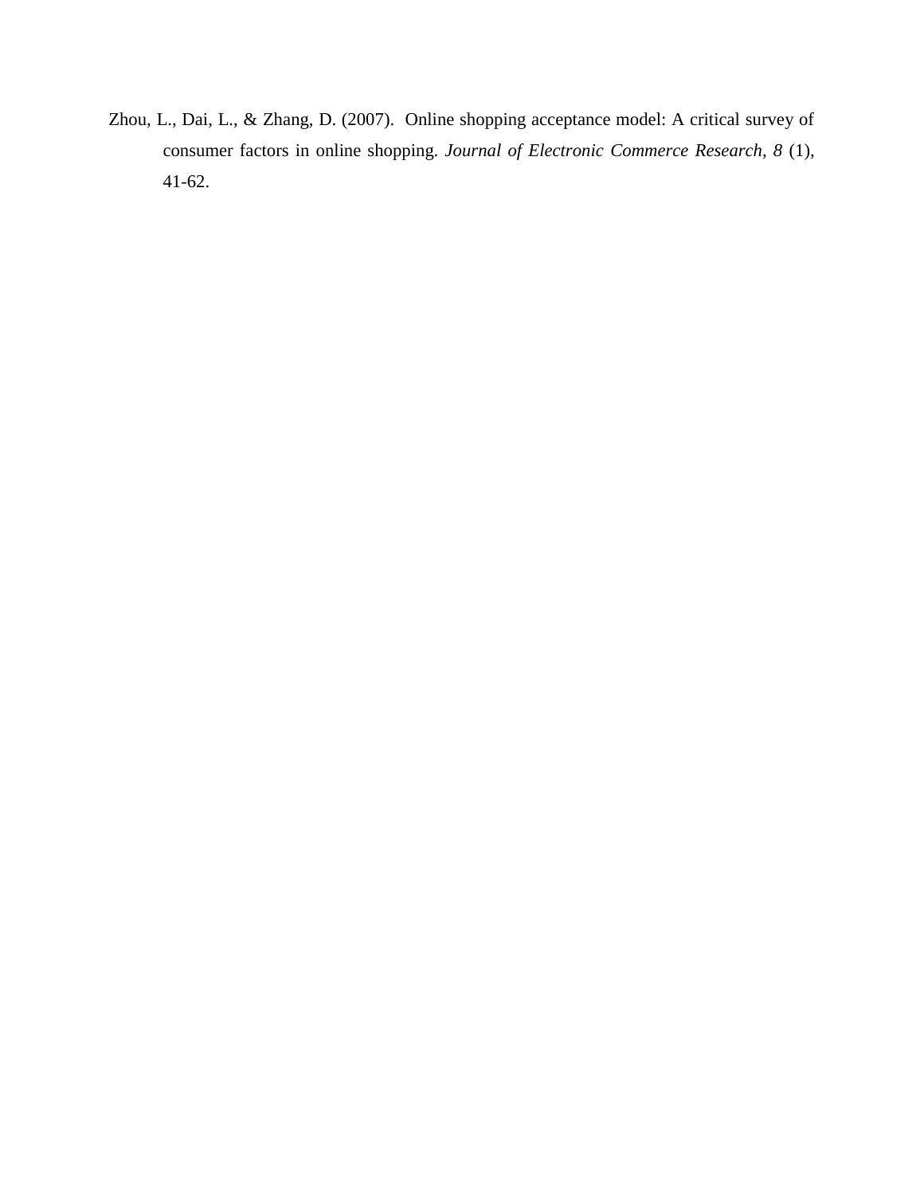Zhou, L., Dai, L., & Zhang, D. (2007). Online shopping acceptance model: A critical survey of consumer factors in online shopping. *Journal of Electronic Commerce Research, 8* (1), 41-62.